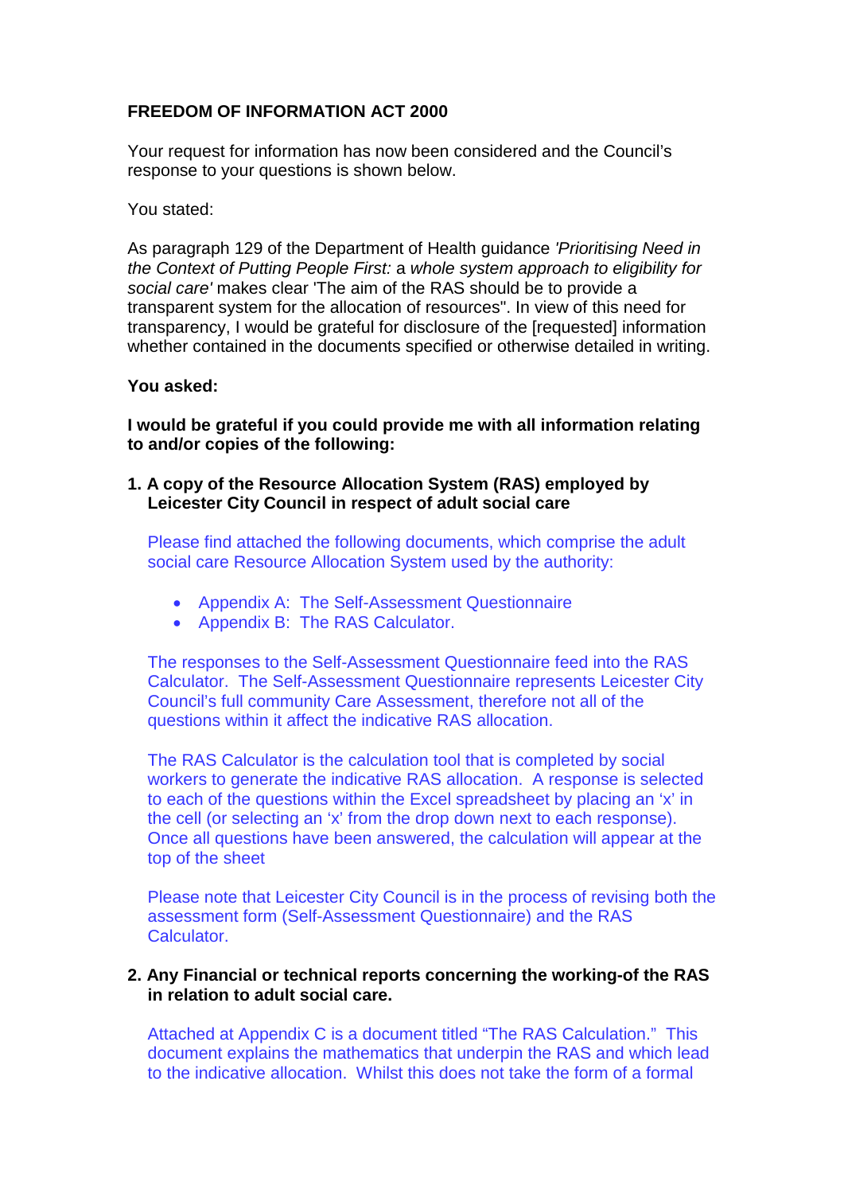**FREEDOM OF INFORMATION ACT 2000**

Your request for information has now been considered and the Council's response to your questions is shown below.

You stated:

As paragraph 129 of the Department of Health guidance *'Prioritising Need in the Context of Putting People First:* a *whole system approach to eligibility for social care'* makes clear 'The aim of the RAS should be to provide a transparent system for the allocation of resources". In view of this need for transparency, I would be grateful for disclosure of the [requested] information whether contained in the documents specified or otherwise detailed in writing.

**You asked:**

**I would be grateful if you could provide me with all information relating to and/or copies of the following:**

1. **A copy of the Resource Allocation System (RAS) employed by Leicester City Council in respect of adult social care**

   Please find attached the following documents, which comprise the adult social care Resource Allocation System used by the authority:

   - Appendix A: The Self-Assessment Questionnaire
   - Appendix B: The RAS Calculator.

   The responses to the Self-Assessment Questionnaire feed into the RAS Calculator. The Self-Assessment Questionnaire represents Leicester City Council's full community Care Assessment, therefore not all of the questions within it affect the indicative RAS allocation.

   The RAS Calculator is the calculation tool that is completed by social workers to generate the indicative RAS allocation. A response is selected to each of the questions within the Excel spreadsheet by placing an 'x' in the cell (or selecting an 'x' from the drop down next to each response). Once all questions have been answered, the calculation will appear at the top of the sheet

   Please note that Leicester City Council is in the process of revising both the assessment form (Self-Assessment Questionnaire) and the RAS Calculator.

2. **Any Financial or technical reports concerning the working-of the RAS in relation to adult social care.**

   Attached at Appendix C is a document titled "The RAS Calculation." This document explains the mathematics that underpin the RAS and which lead to the indicative allocation. Whilst this does not take the form of a formal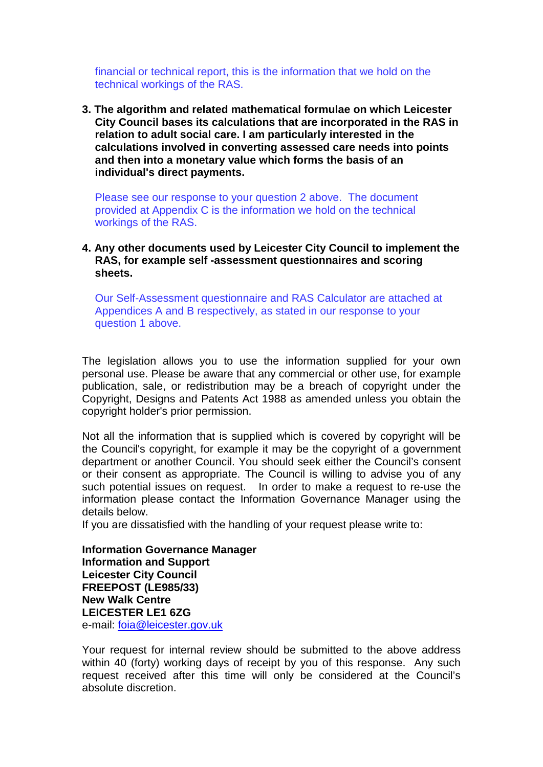financial or technical report, this is the information that we hold on the technical workings of the RAS.

3. **The algorithm and related mathematical formulae on which Leicester City Council bases its calculations that are incorporated in the RAS in relation to adult social care. I am particularly interested in the calculations involved in converting assessed care needs into points and then into a monetary value which forms the basis of an individual's direct payments.**

   Please see our response to your question 2 above. The document provided at Appendix C is the information we hold on the technical workings of the RAS.

4. **Any other documents used by Leicester City Council to implement the RAS, for example self -assessment questionnaires and scoring sheets.**

   Our Self-Assessment questionnaire and RAS Calculator are attached at Appendices A and B respectively, as stated in our response to your question 1 above.

The legislation allows you to use the information supplied for your own personal use. Please be aware that any commercial or other use, for example publication, sale, or redistribution may be a breach of copyright under the Copyright, Designs and Patents Act 1988 as amended unless you obtain the copyright holder's prior permission.

Not all the information that is supplied which is covered by copyright will be the Council's copyright, for example it may be the copyright of a government department or another Council. You should seek either the Council's consent or their consent as appropriate. The Council is willing to advise you of any such potential issues on request. In order to make a request to re-use the information please contact the Information Governance Manager using the details below.
If you are dissatisfied with the handling of your request please write to:

**Information Governance Manager**
**Information and Support**
**Leicester City Council**
**FREEPOST (LE985/33)**
**New Walk Centre**
**LEICESTER LE1 6ZG**
e-mail: foia@leicester.gov.uk

Your request for internal review should be submitted to the above address within 40 (forty) working days of receipt by you of this response. Any such request received after this time will only be considered at the Council's absolute discretion.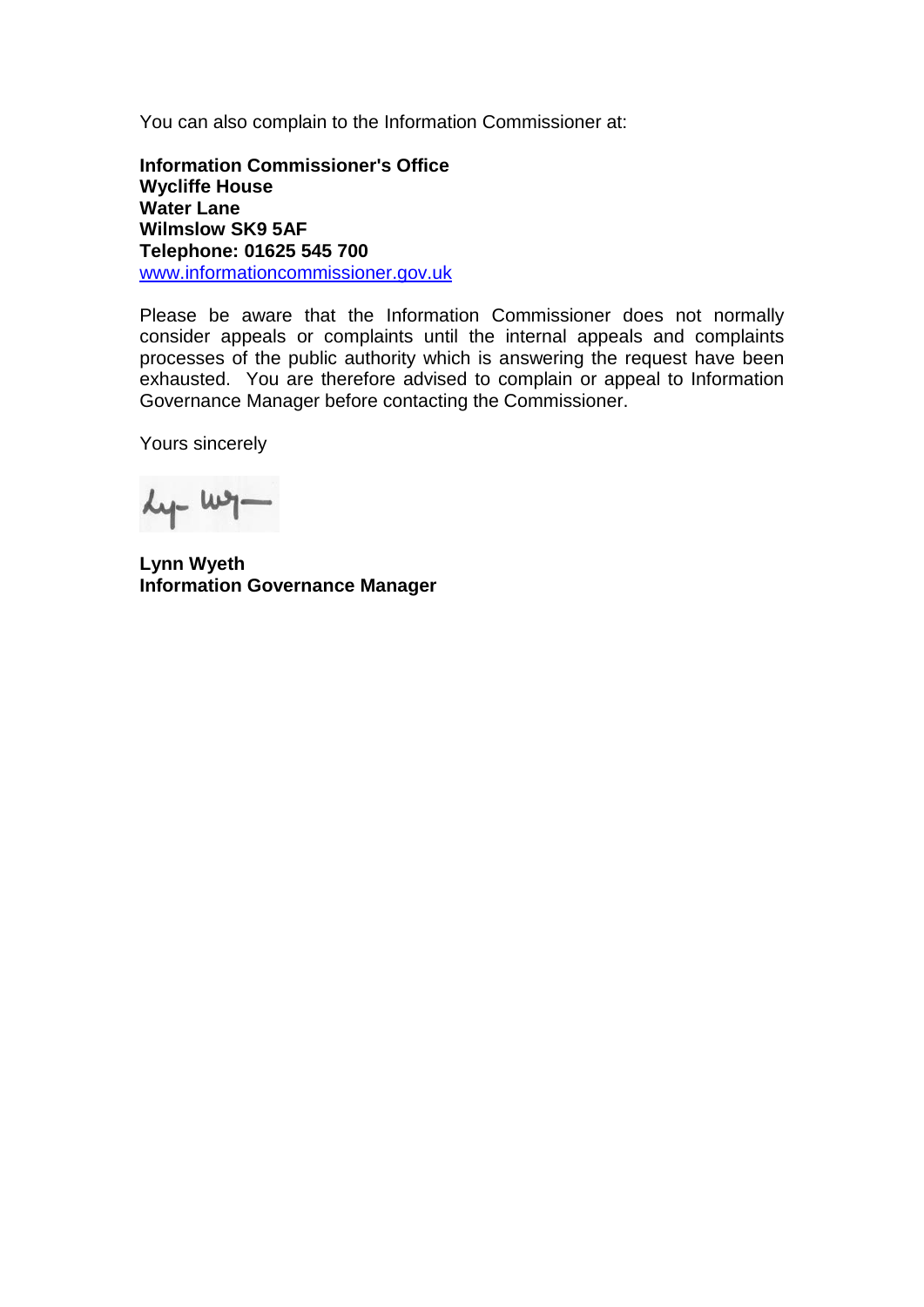You can also complain to the Information Commissioner at:

**Information Commissioner's Office**
**Wycliffe House**
**Water Lane**
**Wilmslow SK9 5AF**
**Telephone: 01625 545 700**
www.informationcommissioner.gov.uk

Please be aware that the Information Commissioner does not normally consider appeals or complaints until the internal appeals and complaints processes of the public authority which is answering the request have been exhausted. You are therefore advised to complain or appeal to Information Governance Manager before contacting the Commissioner.

Yours sincerely

**Lynn Wyeth**
**Information Governance Manager**